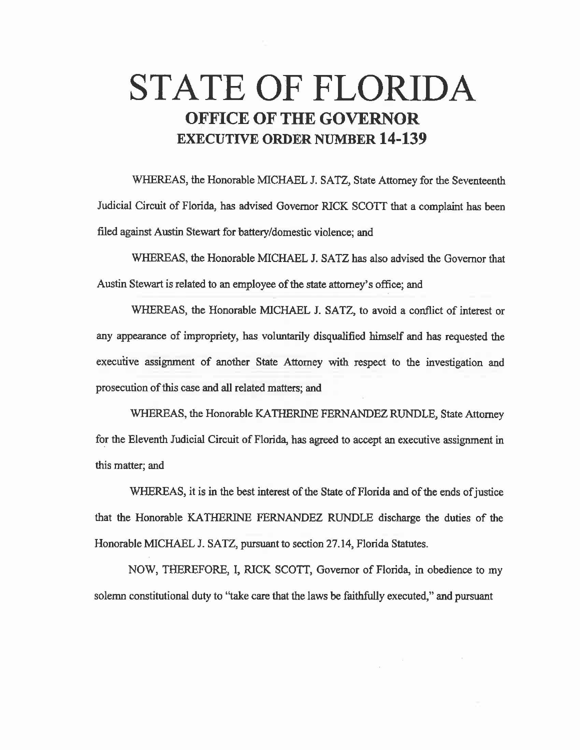# STATE OF FLORIDA
## OFFICE OF THE GOVERNOR
## EXECUTIVE ORDER NUMBER 14-139

WHEREAS, the Honorable MICHAEL J. SATZ, State Attorney for the Seventeenth Judicial Circuit of Florida, has advised Governor RICK SCOTT that a complaint has been filed against Austin Stewart for battery/domestic violence; and

WHEREAS, the Honorable MICHAEL J. SATZ has also advised the Governor that Austin Stewart is related to an employee of the state attorney's office; and

WHEREAS, the Honorable MICHAEL J. SATZ, to avoid a conflict of interest or any appearance of impropriety, has voluntarily disqualified himself and has requested the executive assignment of another State Attorney with respect to the investigation and prosecution of this case and all related matters; and

WHEREAS, the Honorable KATHERINE FERNANDEZ RUNDLE, State Attorney for the Eleventh Judicial Circuit of Florida, has agreed to accept an executive assignment in this matter; and

WHEREAS, it is in the best interest of the State of Florida and of the ends of justice that the Honorable KATHERINE FERNANDEZ RUNDLE discharge the duties of the Honorable MICHAEL J. SATZ, pursuant to section 27.14, Florida Statutes.

NOW, THEREFORE, I, RICK SCOTT, Governor of Florida, in obedience to my solemn constitutional duty to "take care that the laws be faithfully executed," and pursuant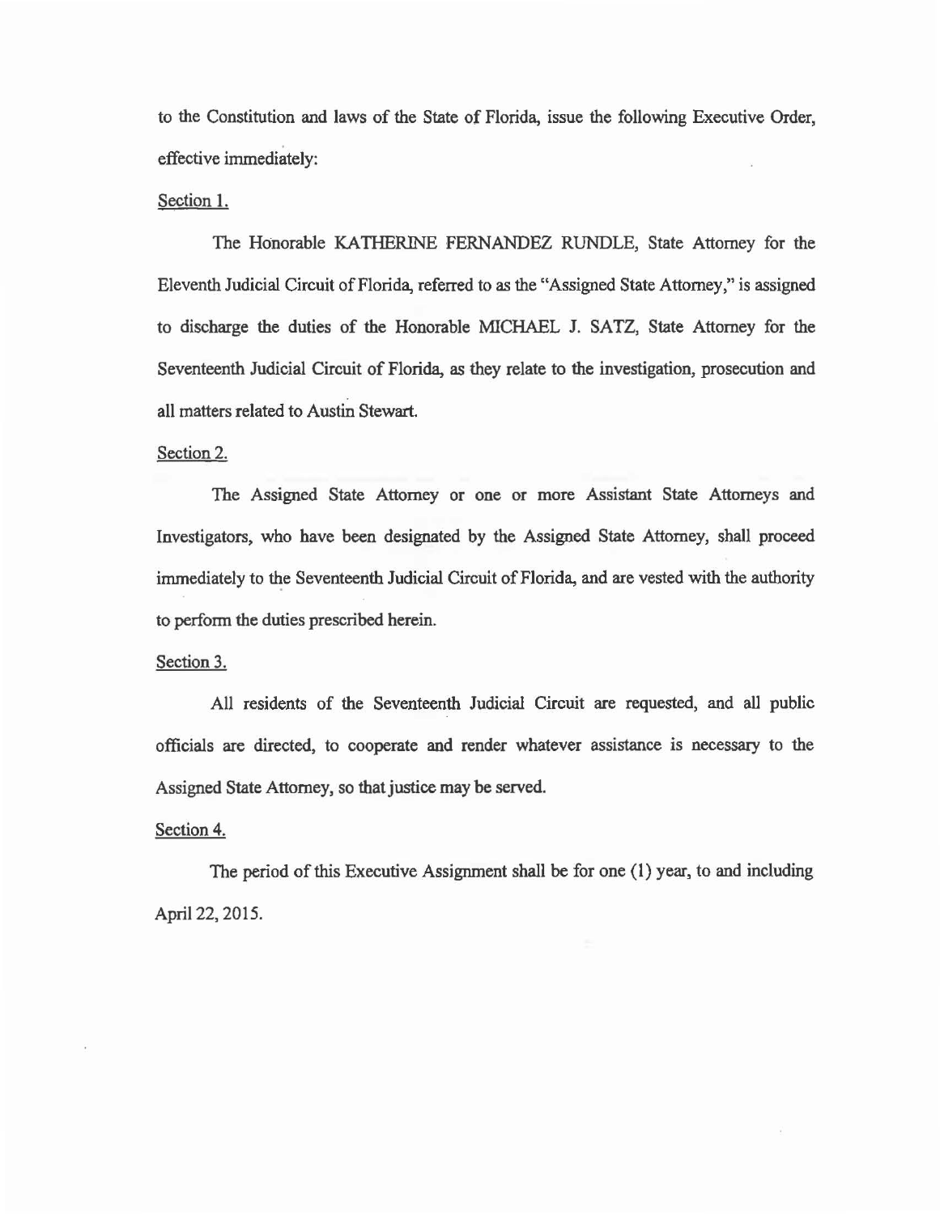to the Constitution and laws of the State of Florida, issue the following Executive Order, effective immediately:

Section 1.

The Honorable KATHERINE FERNANDEZ RUNDLE, State Attorney for the Eleventh Judicial Circuit of Florida, referred to as the "Assigned State Attorney," is assigned to discharge the duties of the Honorable MICHAEL J. SATZ, State Attorney for the Seventeenth Judicial Circuit of Florida, as they relate to the investigation, prosecution and all matters related to Austin Stewart.

Section 2.

The Assigned State Attorney or one or more Assistant State Attorneys and Investigators, who have been designated by the Assigned State Attorney, shall proceed immediately to the Seventeenth Judicial Circuit of Florida, and are vested with the authority to perform the duties prescribed herein.

Section 3.

All residents of the Seventeenth Judicial Circuit are requested, and all public officials are directed, to cooperate and render whatever assistance is necessary to the Assigned State Attorney, so that justice may be served.

Section 4.

The period of this Executive Assignment shall be for one (1) year, to and including April 22, 2015.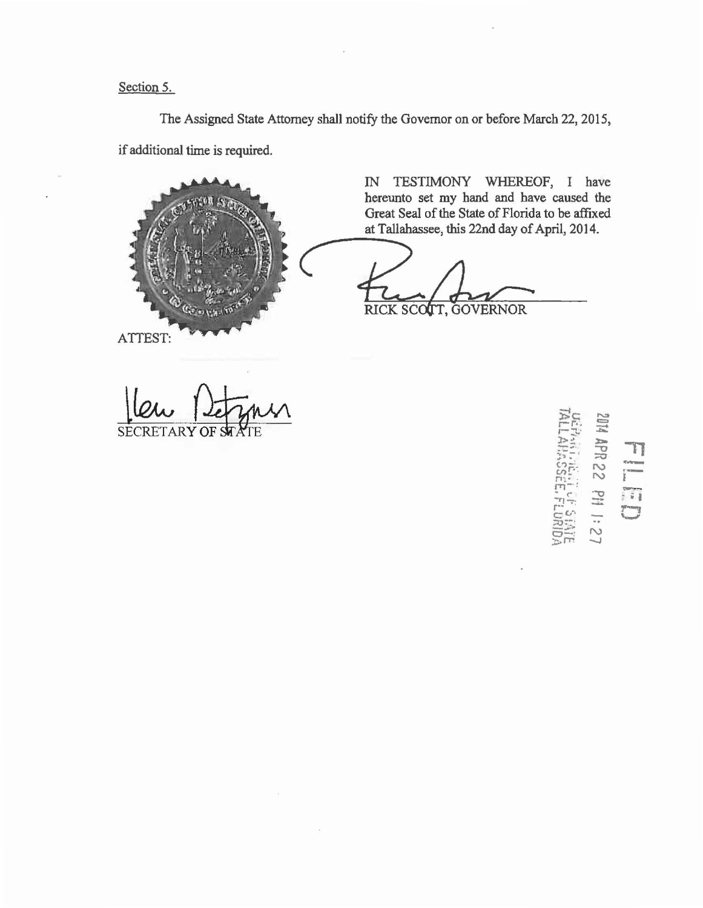Section 5.

The Assigned State Attorney shall notify the Governor on or before March 22, 2015, if additional time is required.

IN TESTIMONY WHEREOF, I have hereunto set my hand and have caused the Great Seal of the State of Florida to be affixed at Tallahassee, this 22nd day of April, 2014.

RICK SCOTT, GOVERNOR

ATTEST:

SECRETARY OF STATE

FILED

2014 APR 22 PM 1:27

DEPARTMENT OF STATE
TALLAHASSEE, FLORIDA